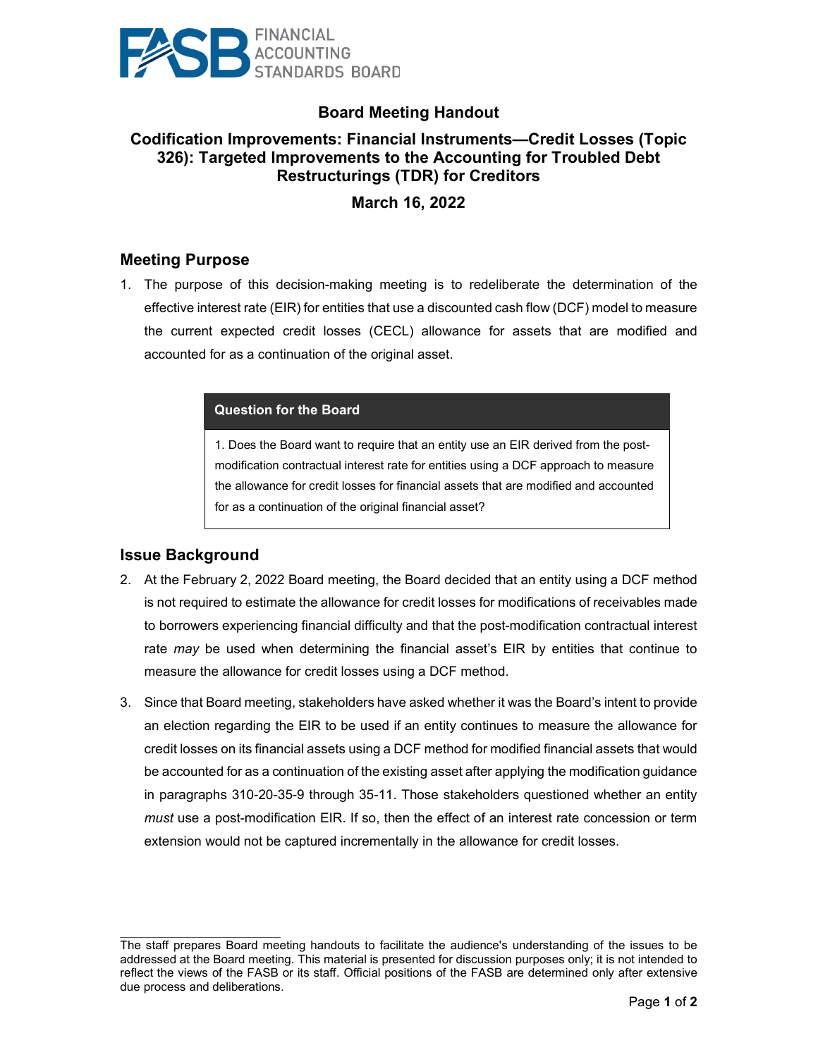FASB FINANCIAL ACCOUNTING STANDARDS BOARD

# Board Meeting Handout

## Codification Improvements: Financial Instruments—Credit Losses (Topic 326): Targeted Improvements to the Accounting for Troubled Debt Restructurings (TDR) for Creditors

## March 16, 2022

## Meeting Purpose

1. The purpose of this decision-making meeting is to redeliberate the determination of the effective interest rate (EIR) for entities that use a discounted cash flow (DCF) model to measure the current expected credit losses (CECL) allowance for assets that are modified and accounted for as a continuation of the original asset.

| Question for the Board |
| --- |
| 1. Does the Board want to require that an entity use an EIR derived from the post-modification contractual interest rate for entities using a DCF approach to measure the allowance for credit losses for financial assets that are modified and accounted for as a continuation of the original financial asset? |

## Issue Background

2. At the February 2, 2022 Board meeting, the Board decided that an entity using a DCF method is not required to estimate the allowance for credit losses for modifications of receivables made to borrowers experiencing financial difficulty and that the post-modification contractual interest rate *may* be used when determining the financial asset's EIR by entities that continue to measure the allowance for credit losses using a DCF method.

3. Since that Board meeting, stakeholders have asked whether it was the Board's intent to provide an election regarding the EIR to be used if an entity continues to measure the allowance for credit losses on its financial assets using a DCF method for modified financial assets that would be accounted for as a continuation of the existing asset after applying the modification guidance in paragraphs 310-20-35-9 through 35-11. Those stakeholders questioned whether an entity *must* use a post-modification EIR. If so, then the effect of an interest rate concession or term extension would not be captured incrementally in the allowance for credit losses.

The staff prepares Board meeting handouts to facilitate the audience's understanding of the issues to be addressed at the Board meeting. This material is presented for discussion purposes only; it is not intended to reflect the views of the FASB or its staff. Official positions of the FASB are determined only after extensive due process and deliberations.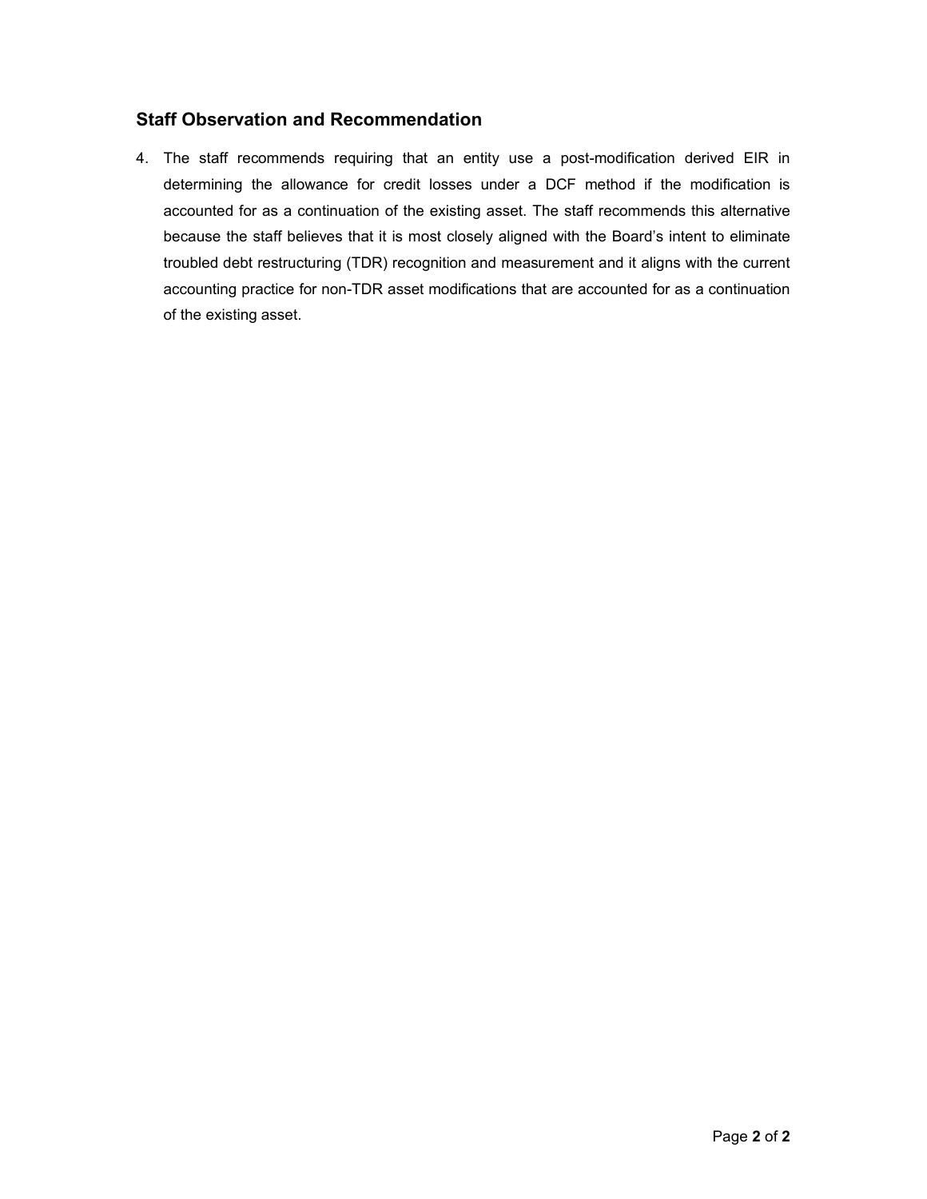## Staff Observation and Recommendation

4. The staff recommends requiring that an entity use a post-modification derived EIR in determining the allowance for credit losses under a DCF method if the modification is accounted for as a continuation of the existing asset. The staff recommends this alternative because the staff believes that it is most closely aligned with the Board's intent to eliminate troubled debt restructuring (TDR) recognition and measurement and it aligns with the current accounting practice for non-TDR asset modifications that are accounted for as a continuation of the existing asset.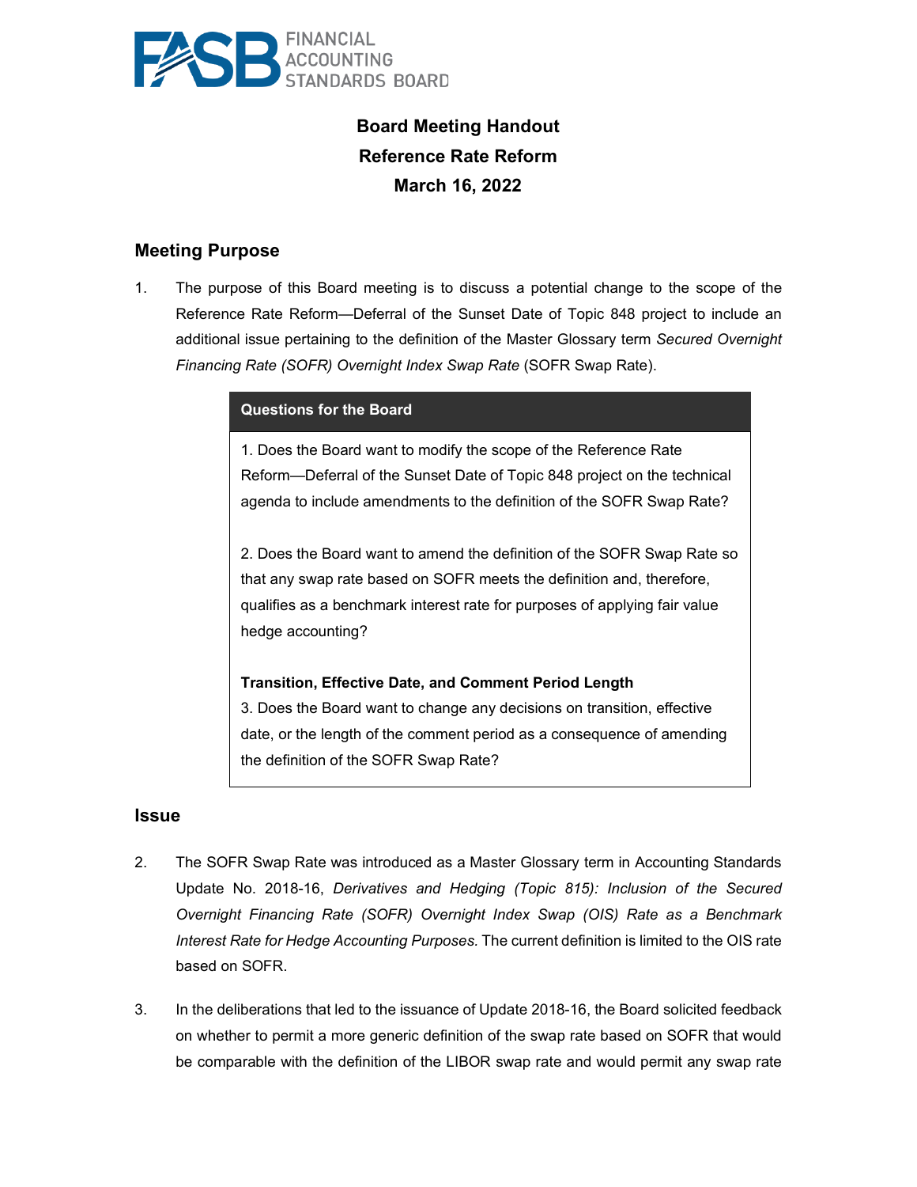# Board Meeting Handout
## Reference Rate Reform
## March 16, 2022

## Meeting Purpose

1. The purpose of this Board meeting is to discuss a potential change to the scope of the Reference Rate Reform—Deferral of the Sunset Date of Topic 848 project to include an additional issue pertaining to the definition of the Master Glossary term *Secured Overnight Financing Rate (SOFR) Overnight Index Swap Rate* (SOFR Swap Rate).

> **Questions for the Board**
>
> 1. Does the Board want to modify the scope of the Reference Rate Reform—Deferral of the Sunset Date of Topic 848 project on the technical agenda to include amendments to the definition of the SOFR Swap Rate?
>
> 2. Does the Board want to amend the definition of the SOFR Swap Rate so that any swap rate based on SOFR meets the definition and, therefore, qualifies as a benchmark interest rate for purposes of applying fair value hedge accounting?
>
> **Transition, Effective Date, and Comment Period Length**
>
> 3. Does the Board want to change any decisions on transition, effective date, or the length of the comment period as a consequence of amending the definition of the SOFR Swap Rate?

## Issue

2. The SOFR Swap Rate was introduced as a Master Glossary term in Accounting Standards Update No. 2018-16, *Derivatives and Hedging (Topic 815): Inclusion of the Secured Overnight Financing Rate (SOFR) Overnight Index Swap (OIS) Rate as a Benchmark Interest Rate for Hedge Accounting Purposes.* The current definition is limited to the OIS rate based on SOFR.

3. In the deliberations that led to the issuance of Update 2018-16, the Board solicited feedback on whether to permit a more generic definition of the swap rate based on SOFR that would be comparable with the definition of the LIBOR swap rate and would permit any swap rate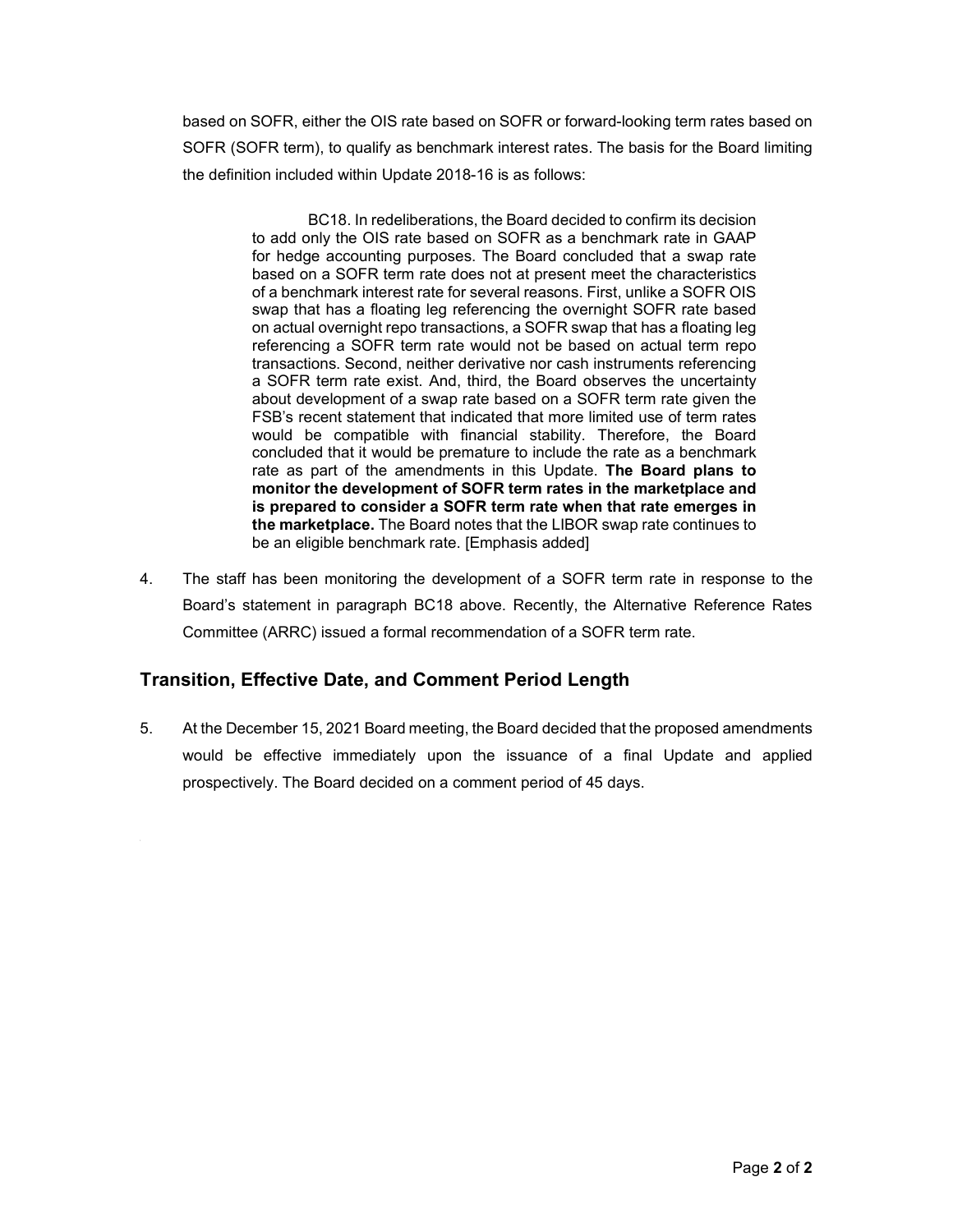based on SOFR, either the OIS rate based on SOFR or forward-looking term rates based on SOFR (SOFR term), to qualify as benchmark interest rates. The basis for the Board limiting the definition included within Update 2018-16 is as follows:

> BC18. In redeliberations, the Board decided to confirm its decision to add only the OIS rate based on SOFR as a benchmark rate in GAAP for hedge accounting purposes. The Board concluded that a swap rate based on a SOFR term rate does not at present meet the characteristics of a benchmark interest rate for several reasons. First, unlike a SOFR OIS swap that has a floating leg referencing the overnight SOFR rate based on actual overnight repo transactions, a SOFR swap that has a floating leg referencing a SOFR term rate would not be based on actual term repo transactions. Second, neither derivative nor cash instruments referencing a SOFR term rate exist. And, third, the Board observes the uncertainty about development of a swap rate based on a SOFR term rate given the FSB's recent statement that indicated that more limited use of term rates would be compatible with financial stability. Therefore, the Board concluded that it would be premature to include the rate as a benchmark rate as part of the amendments in this Update. **The Board plans to monitor the development of SOFR term rates in the marketplace and is prepared to consider a SOFR term rate when that rate emerges in the marketplace.** The Board notes that the LIBOR swap rate continues to be an eligible benchmark rate. [Emphasis added]

4. The staff has been monitoring the development of a SOFR term rate in response to the Board's statement in paragraph BC18 above. Recently, the Alternative Reference Rates Committee (ARRC) issued a formal recommendation of a SOFR term rate.

## Transition, Effective Date, and Comment Period Length

5. At the December 15, 2021 Board meeting, the Board decided that the proposed amendments would be effective immediately upon the issuance of a final Update and applied prospectively. The Board decided on a comment period of 45 days.